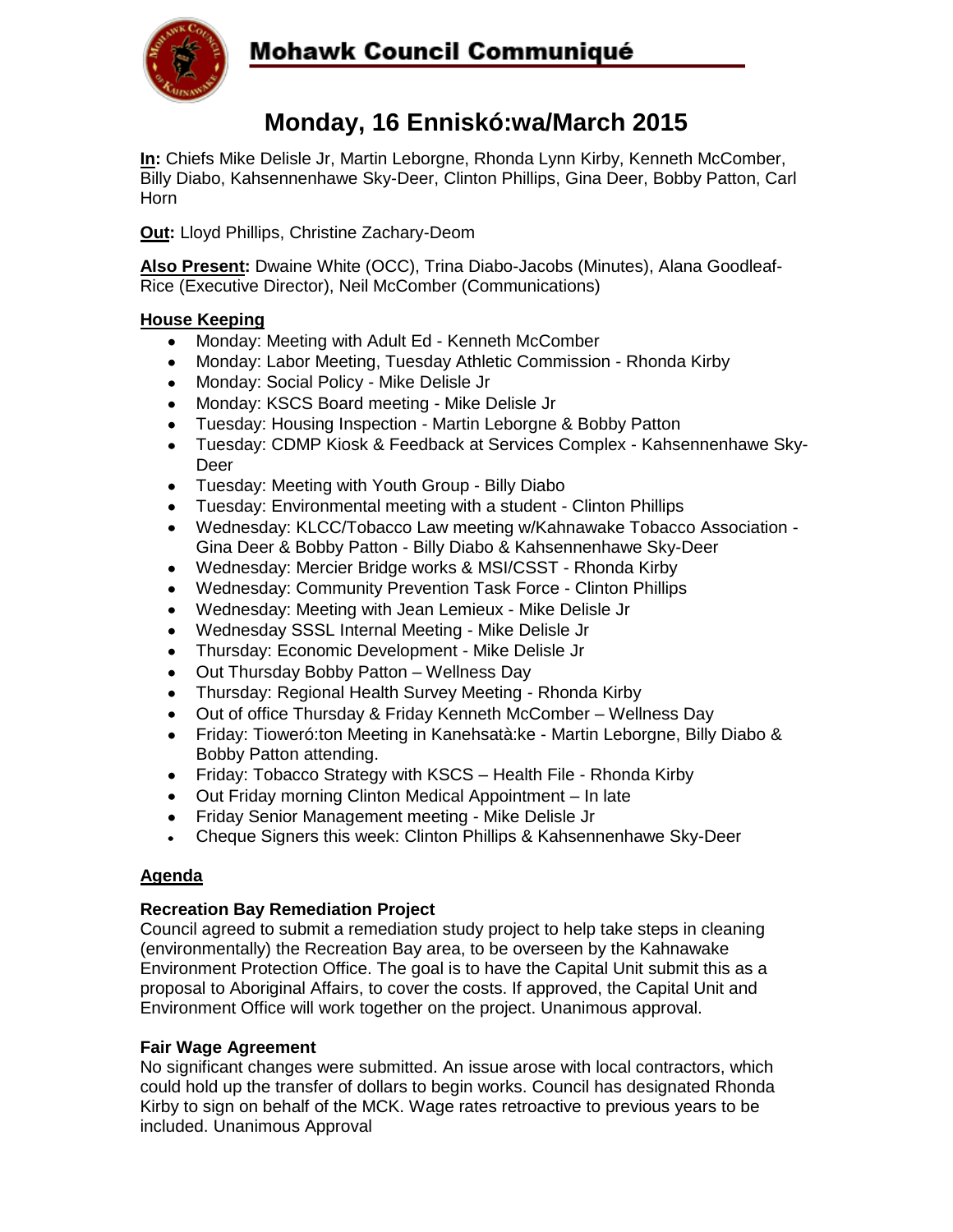# Mohawk Council Communiqué

## Monday, 16 Enniskó:wa/March 2015

**In:** Chiefs Mike Delisle Jr, Martin Leborgne, Rhonda Lynn Kirby, Kenneth McComber, Billy Diabo, Kahsennenhawe Sky-Deer, Clinton Phillips, Gina Deer, Bobby Patton, Carl Horn

**Out:** Lloyd Phillips, Christine Zachary-Deom

**Also Present:** Dwaine White (OCC), Trina Diabo-Jacobs (Minutes), Alana Goodleaf-Rice (Executive Director), Neil McComber (Communications)

### House Keeping

- Monday: Meeting with Adult Ed - Kenneth McComber
- Monday: Labor Meeting, Tuesday Athletic Commission - Rhonda Kirby
- Monday: Social Policy - Mike Delisle Jr
- Monday: KSCS Board meeting - Mike Delisle Jr
- Tuesday: Housing Inspection - Martin Leborgne & Bobby Patton
- Tuesday: CDMP Kiosk & Feedback at Services Complex - Kahsennenhawe Sky-Deer
- Tuesday: Meeting with Youth Group - Billy Diabo
- Tuesday: Environmental meeting with a student - Clinton Phillips
- Wednesday: KLCC/Tobacco Law meeting w/Kahnawake Tobacco Association - Gina Deer & Bobby Patton - Billy Diabo & Kahsennenhawe Sky-Deer
- Wednesday: Mercier Bridge works & MSI/CSST - Rhonda Kirby
- Wednesday: Community Prevention Task Force - Clinton Phillips
- Wednesday: Meeting with Jean Lemieux - Mike Delisle Jr
- Wednesday SSSL Internal Meeting - Mike Delisle Jr
- Thursday: Economic Development - Mike Delisle Jr
- Out Thursday Bobby Patton – Wellness Day
- Thursday: Regional Health Survey Meeting - Rhonda Kirby
- Out of office Thursday & Friday Kenneth McComber – Wellness Day
- Friday: Tioweró:ton Meeting in Kanehsatà:ke - Martin Leborgne, Billy Diabo & Bobby Patton attending.
- Friday: Tobacco Strategy with KSCS – Health File - Rhonda Kirby
- Out Friday morning Clinton Medical Appointment – In late
- Friday Senior Management meeting - Mike Delisle Jr
- Cheque Signers this week: Clinton Phillips & Kahsennenhawe Sky-Deer

### Agenda

**Recreation Bay Remediation Project**

Council agreed to submit a remediation study project to help take steps in cleaning (environmentally) the Recreation Bay area, to be overseen by the Kahnawake Environment Protection Office. The goal is to have the Capital Unit submit this as a proposal to Aboriginal Affairs, to cover the costs. If approved, the Capital Unit and Environment Office will work together on the project. Unanimous approval.

**Fair Wage Agreement**

No significant changes were submitted. An issue arose with local contractors, which could hold up the transfer of dollars to begin works. Council has designated Rhonda Kirby to sign on behalf of the MCK. Wage rates retroactive to previous years to be included. Unanimous Approval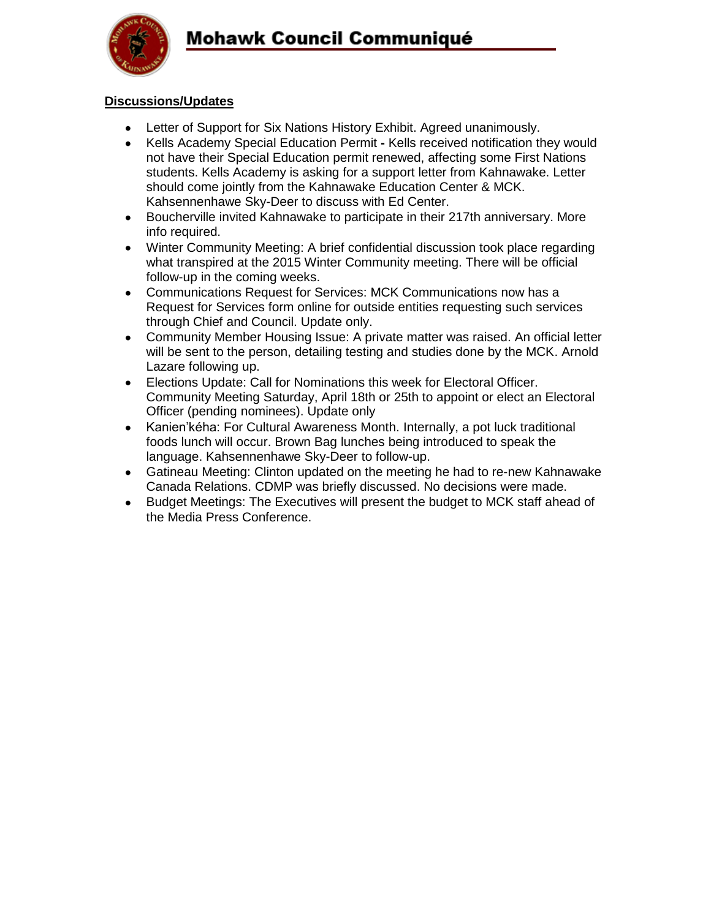**Discussions/Updates**

- Letter of Support for Six Nations History Exhibit. Agreed unanimously.
- Kells Academy Special Education Permit **-** Kells received notification they would not have their Special Education permit renewed, affecting some First Nations students. Kells Academy is asking for a support letter from Kahnawake. Letter should come jointly from the Kahnawake Education Center & MCK. Kahsennenhawe Sky-Deer to discuss with Ed Center.
- Boucherville invited Kahnawake to participate in their 217th anniversary. More info required.
- Winter Community Meeting: A brief confidential discussion took place regarding what transpired at the 2015 Winter Community meeting. There will be official follow-up in the coming weeks.
- Communications Request for Services: MCK Communications now has a Request for Services form online for outside entities requesting such services through Chief and Council. Update only.
- Community Member Housing Issue: A private matter was raised. An official letter will be sent to the person, detailing testing and studies done by the MCK. Arnold Lazare following up.
- Elections Update: Call for Nominations this week for Electoral Officer. Community Meeting Saturday, April 18th or 25th to appoint or elect an Electoral Officer (pending nominees). Update only
- Kanien'kéha: For Cultural Awareness Month. Internally, a pot luck traditional foods lunch will occur. Brown Bag lunches being introduced to speak the language. Kahsennenhawe Sky-Deer to follow-up.
- Gatineau Meeting: Clinton updated on the meeting he had to re-new Kahnawake Canada Relations. CDMP was briefly discussed. No decisions were made.
- Budget Meetings: The Executives will present the budget to MCK staff ahead of the Media Press Conference.